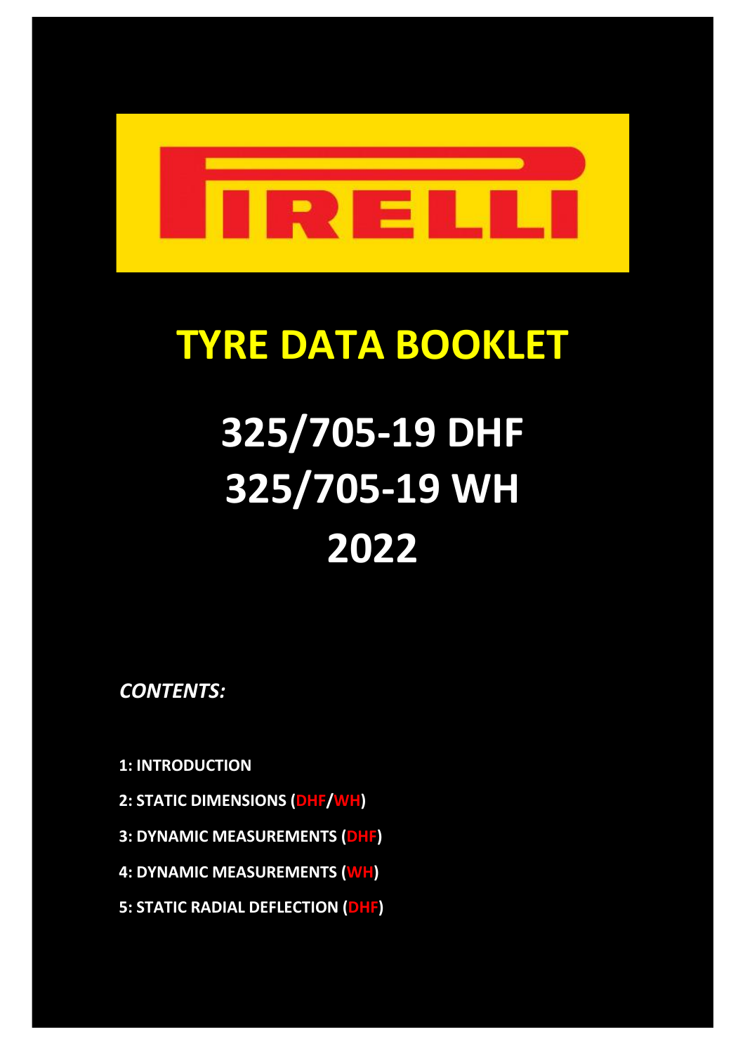PIRELLI

# TYRE DATA BOOKLET

# 325/705-19 DHF
# 325/705-19 WH
# 2022

***CONTENTS:***

**1: INTRODUCTION**

**2: STATIC DIMENSIONS (DHF/WH)**

**3: DYNAMIC MEASUREMENTS (DHF)**

**4: DYNAMIC MEASUREMENTS (WH)**

**5: STATIC RADIAL DEFLECTION (DHF)**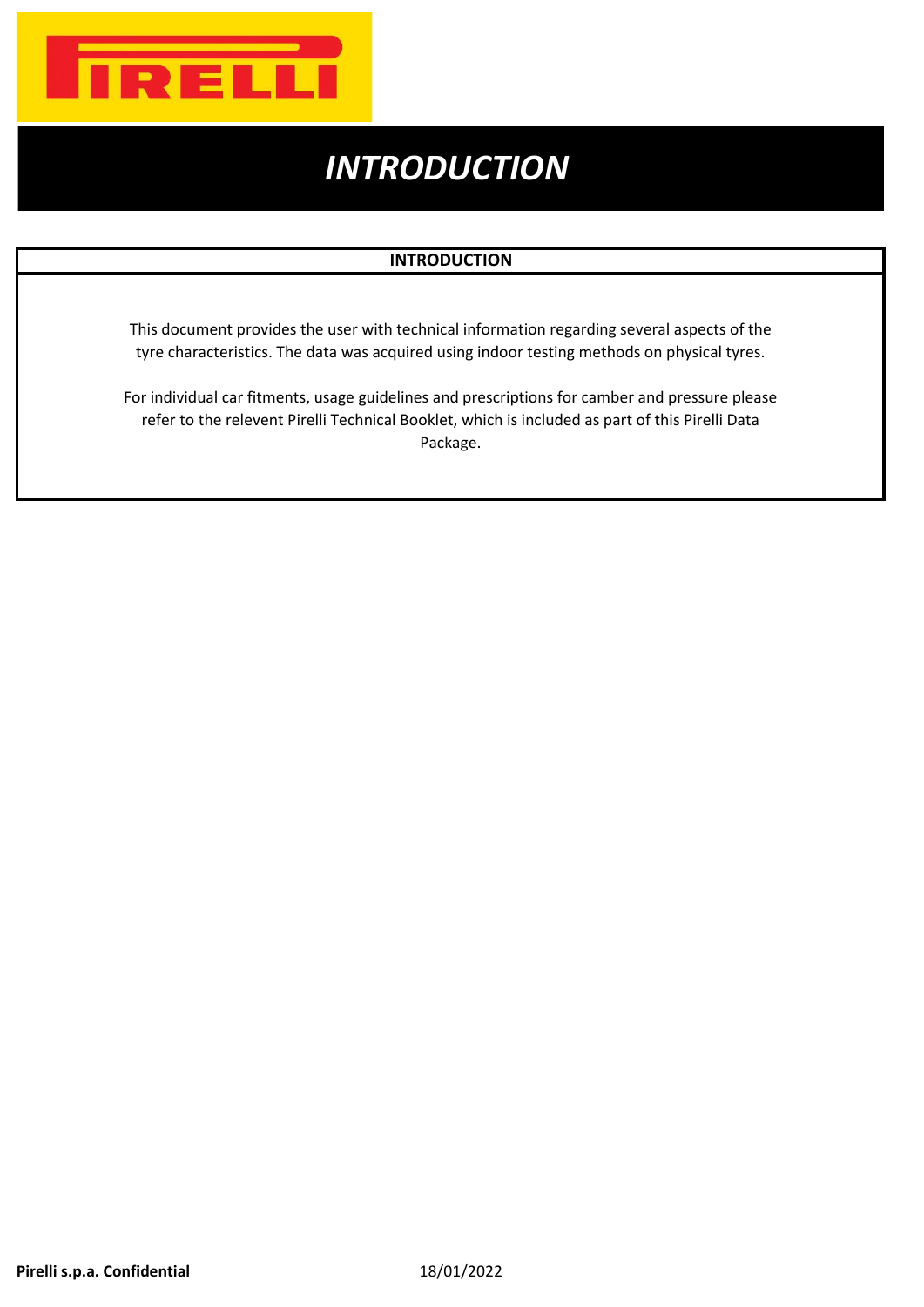# INTRODUCTION

## INTRODUCTION

This document provides the user with technical information regarding several aspects of the tyre characteristics. The data was acquired using indoor testing methods on physical tyres.

For individual car fitments, usage guidelines and prescriptions for camber and pressure please refer to the relevent Pirelli Technical Booklet, which is included as part of this Pirelli Data Package.

**Pirelli s.p.a. Confidential** 18/01/2022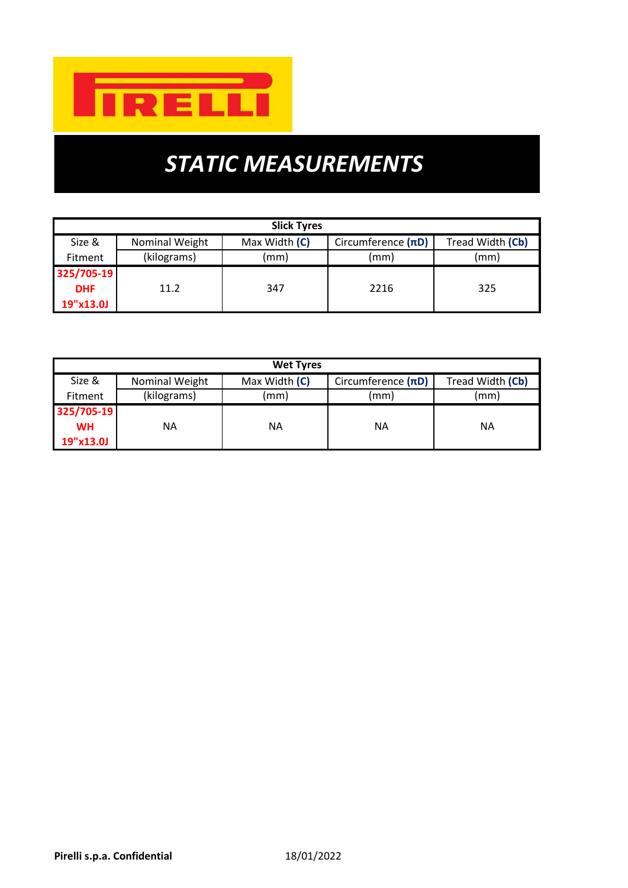PIRELLI

# STATIC MEASUREMENTS

| Slick Tyres | | | | |
|---|---|---|---|---|
| Size & Fitment | Nominal Weight (kilograms) | Max Width **(C)** (mm) | Circumference **(πD)** (mm) | Tread Width **(Cb)** (mm) |
| **325/705-19 DHF 19"x13.0J** | 11.2 | 347 | 2216 | 325 |

| Wet Tyres | | | | |
|---|---|---|---|---|
| Size & Fitment | Nominal Weight (kilograms) | Max Width **(C)** (mm) | Circumference **(πD)** (mm) | Tread Width **(Cb)** (mm) |
| **325/705-19 WH 19"x13.0J** | NA | NA | NA | NA |

**Pirelli s.p.a. Confidential** 18/01/2022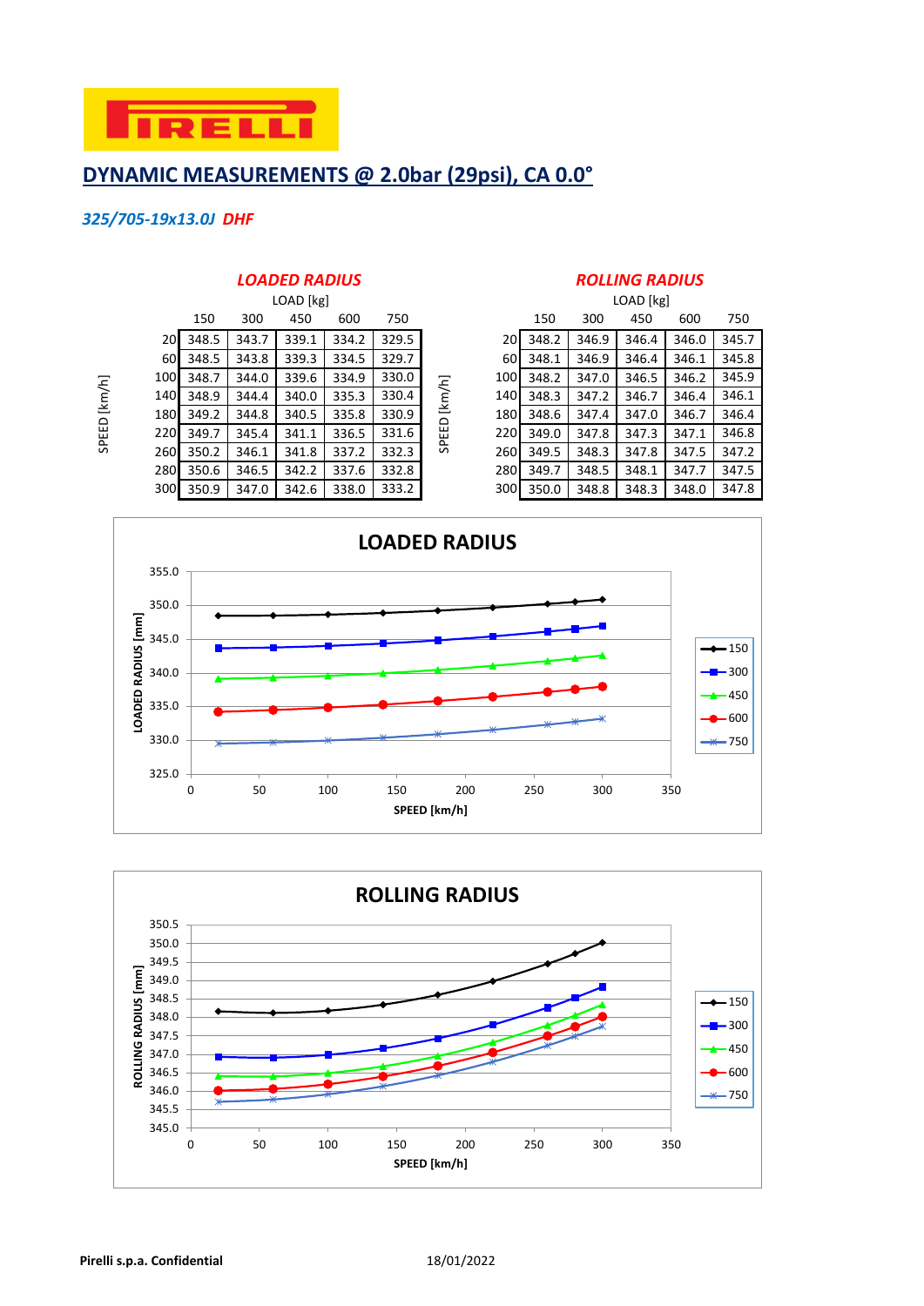PIRELLI

# DYNAMIC MEASUREMENTS @ 2.0bar (29psi), CA 0.0°

*325/705-19x13.0J* ***DHF***

### LOADED RADIUS

| SPEED [km/h] \ LOAD [kg] | 150 | 300 | 450 | 600 | 750 |
|---|---|---|---|---|---|
| 20 | 348.5 | 343.7 | 339.1 | 334.2 | 329.5 |
| 60 | 348.5 | 343.8 | 339.3 | 334.5 | 329.7 |
| 100 | 348.7 | 344.0 | 339.6 | 334.9 | 330.0 |
| 140 | 348.9 | 344.4 | 340.0 | 335.3 | 330.4 |
| 180 | 349.2 | 344.8 | 340.5 | 335.8 | 330.9 |
| 220 | 349.7 | 345.4 | 341.1 | 336.5 | 331.6 |
| 260 | 350.2 | 346.1 | 341.8 | 337.2 | 332.3 |
| 280 | 350.6 | 346.5 | 342.2 | 337.6 | 332.8 |
| 300 | 350.9 | 347.0 | 342.6 | 338.0 | 333.2 |

### ROLLING RADIUS

| SPEED [km/h] \ LOAD [kg] | 150 | 300 | 450 | 600 | 750 |
|---|---|---|---|---|---|
| 20 | 348.2 | 346.9 | 346.4 | 346.0 | 345.7 |
| 60 | 348.1 | 346.9 | 346.4 | 346.1 | 345.8 |
| 100 | 348.2 | 347.0 | 346.5 | 346.2 | 345.9 |
| 140 | 348.3 | 347.2 | 346.7 | 346.4 | 346.1 |
| 180 | 348.6 | 347.4 | 347.0 | 346.7 | 346.4 |
| 220 | 349.0 | 347.8 | 347.3 | 347.1 | 346.8 |
| 260 | 349.5 | 348.3 | 347.8 | 347.5 | 347.2 |
| 280 | 349.7 | 348.5 | 348.1 | 347.7 | 347.5 |
| 300 | 350.0 | 348.8 | 348.3 | 348.0 | 347.8 |

Pirelli s.p.a. Confidential 18/01/2022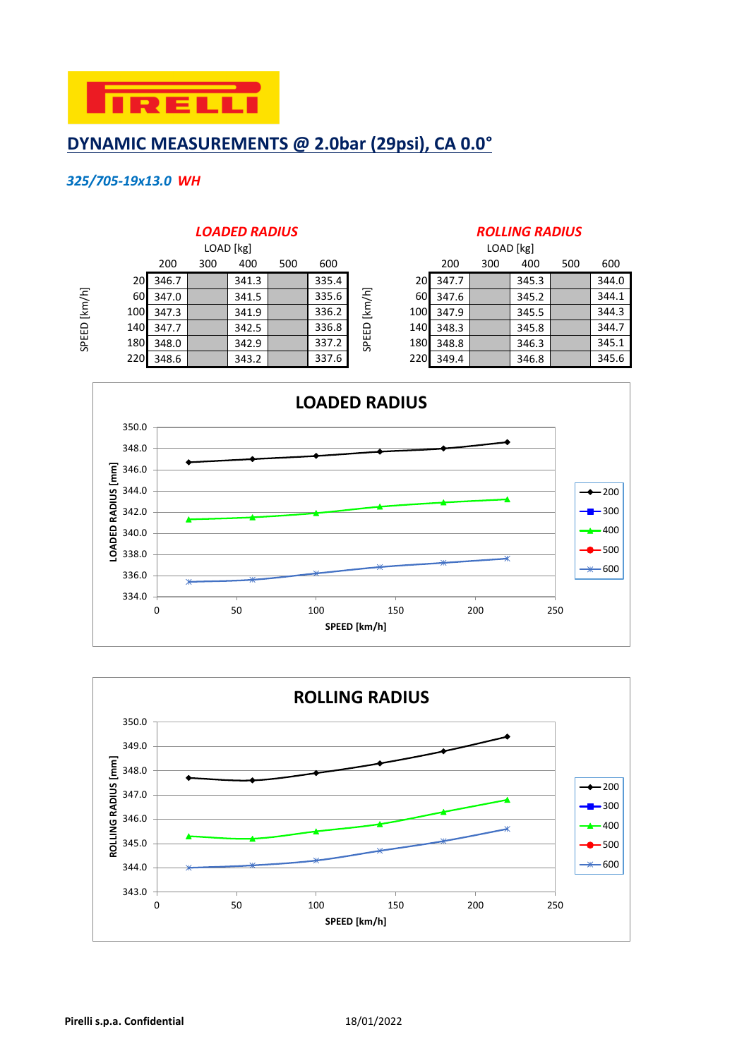PIRELLI

# DYNAMIC MEASUREMENTS @ 2.0bar (29psi), CA 0.0°

***325/705-19x13.0*** ***WH***

## LOADED RADIUS

| SPEED [km/h] | LOAD [kg] 200 | 300 | 400 | 500 | 600 |
|---|---|---|---|---|---|
| 20 | 346.7 | | 341.3 | | 335.4 |
| 60 | 347.0 | | 341.5 | | 335.6 |
| 100 | 347.3 | | 341.9 | | 336.2 |
| 140 | 347.7 | | 342.5 | | 336.8 |
| 180 | 348.0 | | 342.9 | | 337.2 |
| 220 | 348.6 | | 343.2 | | 337.6 |

## ROLLING RADIUS

| SPEED [km/h] | LOAD [kg] 200 | 300 | 400 | 500 | 600 |
|---|---|---|---|---|---|
| 20 | 347.7 | | 345.3 | | 344.0 |
| 60 | 347.6 | | 345.2 | | 344.1 |
| 100 | 347.9 | | 345.5 | | 344.3 |
| 140 | 348.3 | | 345.8 | | 344.7 |
| 180 | 348.8 | | 346.3 | | 345.1 |
| 220 | 349.4 | | 346.8 | | 345.6 |

**LOADED RADIUS**

(Chart: LOADED RADIUS [mm] vs SPEED [km/h]; legend: 200, 300, 400, 500, 600)

**ROLLING RADIUS**

(Chart: ROLLING RADIUS [mm] vs SPEED [km/h]; legend: 200, 300, 400, 500, 600)

**Pirelli s.p.a. Confidential** 18/01/2022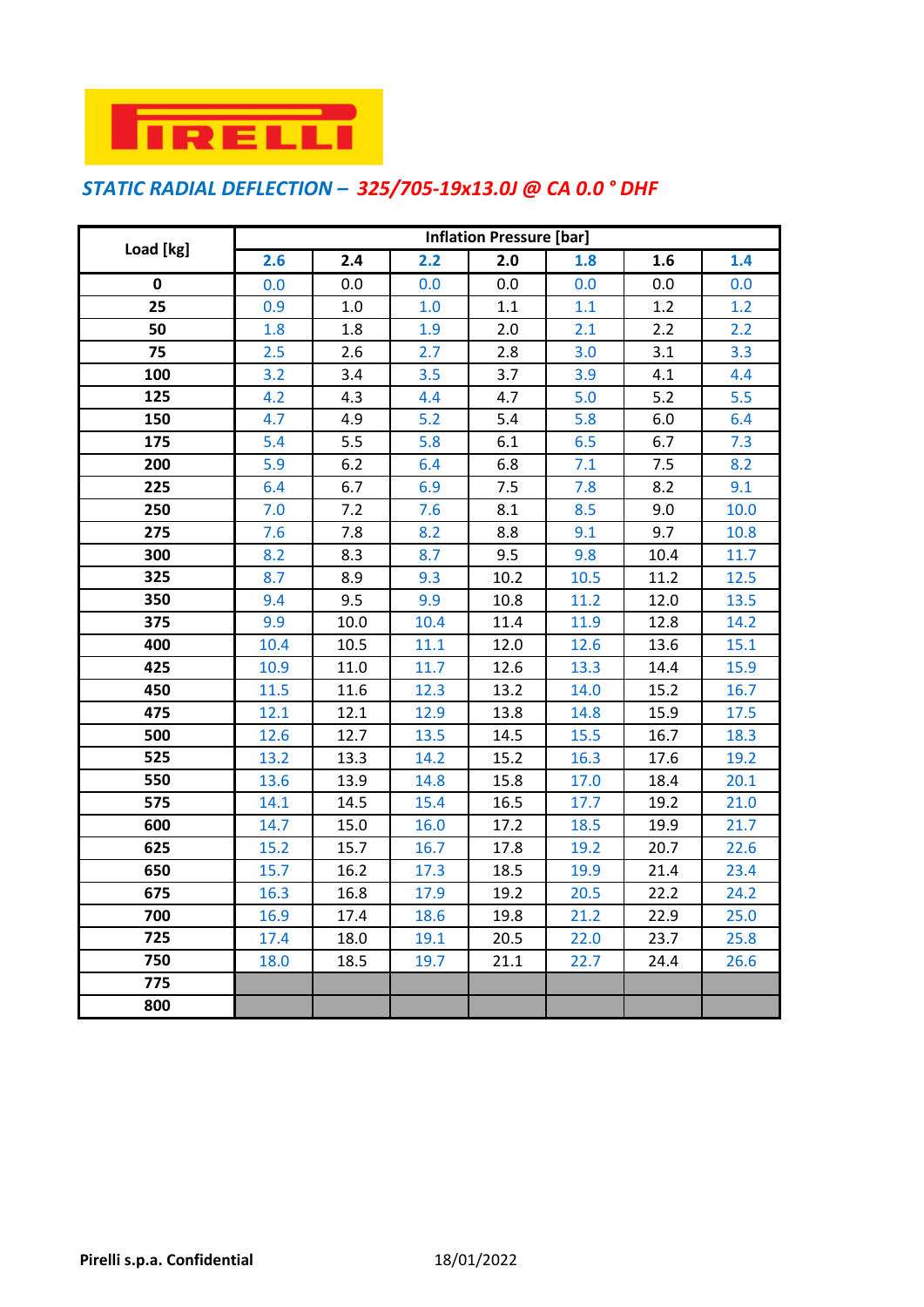PIRELLI

## *STATIC RADIAL DEFLECTION – 325/705-19x13.0J @ CA 0.0 ° DHF*

| Load [kg] | Inflation Pressure [bar] | | | | | | |
|---|---|---|---|---|---|---|---|
| | **2.6** | **2.4** | **2.2** | **2.0** | **1.8** | **1.6** | **1.4** |
| **0** | 0.0 | 0.0 | 0.0 | 0.0 | 0.0 | 0.0 | 0.0 |
| **25** | 0.9 | 1.0 | 1.0 | 1.1 | 1.1 | 1.2 | 1.2 |
| **50** | 1.8 | 1.8 | 1.9 | 2.0 | 2.1 | 2.2 | 2.2 |
| **75** | 2.5 | 2.6 | 2.7 | 2.8 | 3.0 | 3.1 | 3.3 |
| **100** | 3.2 | 3.4 | 3.5 | 3.7 | 3.9 | 4.1 | 4.4 |
| **125** | 4.2 | 4.3 | 4.4 | 4.7 | 5.0 | 5.2 | 5.5 |
| **150** | 4.7 | 4.9 | 5.2 | 5.4 | 5.8 | 6.0 | 6.4 |
| **175** | 5.4 | 5.5 | 5.8 | 6.1 | 6.5 | 6.7 | 7.3 |
| **200** | 5.9 | 6.2 | 6.4 | 6.8 | 7.1 | 7.5 | 8.2 |
| **225** | 6.4 | 6.7 | 6.9 | 7.5 | 7.8 | 8.2 | 9.1 |
| **250** | 7.0 | 7.2 | 7.6 | 8.1 | 8.5 | 9.0 | 10.0 |
| **275** | 7.6 | 7.8 | 8.2 | 8.8 | 9.1 | 9.7 | 10.8 |
| **300** | 8.2 | 8.3 | 8.7 | 9.5 | 9.8 | 10.4 | 11.7 |
| **325** | 8.7 | 8.9 | 9.3 | 10.2 | 10.5 | 11.2 | 12.5 |
| **350** | 9.4 | 9.5 | 9.9 | 10.8 | 11.2 | 12.0 | 13.5 |
| **375** | 9.9 | 10.0 | 10.4 | 11.4 | 11.9 | 12.8 | 14.2 |
| **400** | 10.4 | 10.5 | 11.1 | 12.0 | 12.6 | 13.6 | 15.1 |
| **425** | 10.9 | 11.0 | 11.7 | 12.6 | 13.3 | 14.4 | 15.9 |
| **450** | 11.5 | 11.6 | 12.3 | 13.2 | 14.0 | 15.2 | 16.7 |
| **475** | 12.1 | 12.1 | 12.9 | 13.8 | 14.8 | 15.9 | 17.5 |
| **500** | 12.6 | 12.7 | 13.5 | 14.5 | 15.5 | 16.7 | 18.3 |
| **525** | 13.2 | 13.3 | 14.2 | 15.2 | 16.3 | 17.6 | 19.2 |
| **550** | 13.6 | 13.9 | 14.8 | 15.8 | 17.0 | 18.4 | 20.1 |
| **575** | 14.1 | 14.5 | 15.4 | 16.5 | 17.7 | 19.2 | 21.0 |
| **600** | 14.7 | 15.0 | 16.0 | 17.2 | 18.5 | 19.9 | 21.7 |
| **625** | 15.2 | 15.7 | 16.7 | 17.8 | 19.2 | 20.7 | 22.6 |
| **650** | 15.7 | 16.2 | 17.3 | 18.5 | 19.9 | 21.4 | 23.4 |
| **675** | 16.3 | 16.8 | 17.9 | 19.2 | 20.5 | 22.2 | 24.2 |
| **700** | 16.9 | 17.4 | 18.6 | 19.8 | 21.2 | 22.9 | 25.0 |
| **725** | 17.4 | 18.0 | 19.1 | 20.5 | 22.0 | 23.7 | 25.8 |
| **750** | 18.0 | 18.5 | 19.7 | 21.1 | 22.7 | 24.4 | 26.6 |
| **775** | | | | | | | |
| **800** | | | | | | | |

**Pirelli s.p.a. Confidential** 18/01/2022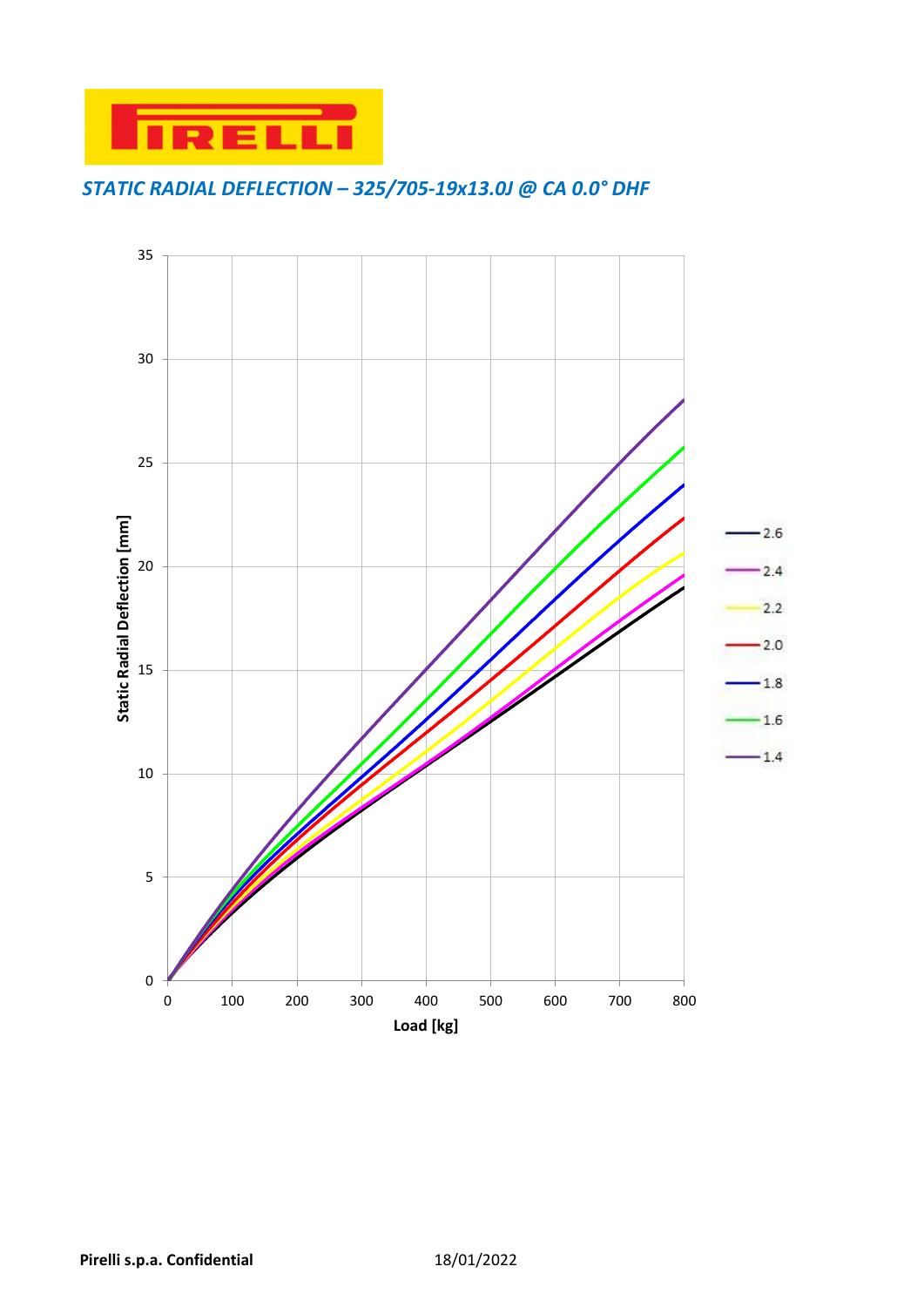## STATIC RADIAL DEFLECTION – 325/705-19x13.0J @ CA 0.0° DHF

Static Radial Deflection [mm]

Load [kg]

2.6
2.4
2.2
2.0
1.8
1.6
1.4

**Pirelli s.p.a. Confidential** 18/01/2022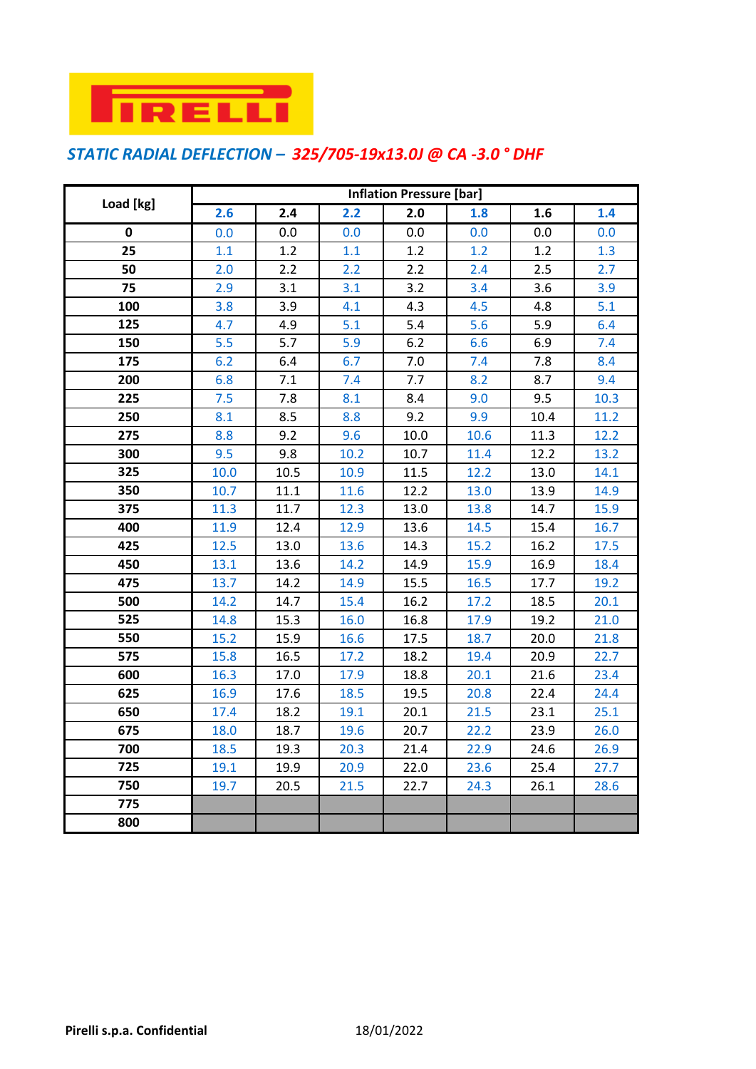PIRELLI

## STATIC RADIAL DEFLECTION – 325/705-19x13.0J @ CA -3.0 ° DHF

| Load [kg] | Inflation Pressure [bar] | | | | | | |
|---|---|---|---|---|---|---|---|
| | **2.6** | **2.4** | **2.2** | **2.0** | **1.8** | **1.6** | **1.4** |
| **0** | 0.0 | 0.0 | 0.0 | 0.0 | 0.0 | 0.0 | 0.0 |
| **25** | 1.1 | 1.2 | 1.1 | 1.2 | 1.2 | 1.2 | 1.3 |
| **50** | 2.0 | 2.2 | 2.2 | 2.2 | 2.4 | 2.5 | 2.7 |
| **75** | 2.9 | 3.1 | 3.1 | 3.2 | 3.4 | 3.6 | 3.9 |
| **100** | 3.8 | 3.9 | 4.1 | 4.3 | 4.5 | 4.8 | 5.1 |
| **125** | 4.7 | 4.9 | 5.1 | 5.4 | 5.6 | 5.9 | 6.4 |
| **150** | 5.5 | 5.7 | 5.9 | 6.2 | 6.6 | 6.9 | 7.4 |
| **175** | 6.2 | 6.4 | 6.7 | 7.0 | 7.4 | 7.8 | 8.4 |
| **200** | 6.8 | 7.1 | 7.4 | 7.7 | 8.2 | 8.7 | 9.4 |
| **225** | 7.5 | 7.8 | 8.1 | 8.4 | 9.0 | 9.5 | 10.3 |
| **250** | 8.1 | 8.5 | 8.8 | 9.2 | 9.9 | 10.4 | 11.2 |
| **275** | 8.8 | 9.2 | 9.6 | 10.0 | 10.6 | 11.3 | 12.2 |
| **300** | 9.5 | 9.8 | 10.2 | 10.7 | 11.4 | 12.2 | 13.2 |
| **325** | 10.0 | 10.5 | 10.9 | 11.5 | 12.2 | 13.0 | 14.1 |
| **350** | 10.7 | 11.1 | 11.6 | 12.2 | 13.0 | 13.9 | 14.9 |
| **375** | 11.3 | 11.7 | 12.3 | 13.0 | 13.8 | 14.7 | 15.9 |
| **400** | 11.9 | 12.4 | 12.9 | 13.6 | 14.5 | 15.4 | 16.7 |
| **425** | 12.5 | 13.0 | 13.6 | 14.3 | 15.2 | 16.2 | 17.5 |
| **450** | 13.1 | 13.6 | 14.2 | 14.9 | 15.9 | 16.9 | 18.4 |
| **475** | 13.7 | 14.2 | 14.9 | 15.5 | 16.5 | 17.7 | 19.2 |
| **500** | 14.2 | 14.7 | 15.4 | 16.2 | 17.2 | 18.5 | 20.1 |
| **525** | 14.8 | 15.3 | 16.0 | 16.8 | 17.9 | 19.2 | 21.0 |
| **550** | 15.2 | 15.9 | 16.6 | 17.5 | 18.7 | 20.0 | 21.8 |
| **575** | 15.8 | 16.5 | 17.2 | 18.2 | 19.4 | 20.9 | 22.7 |
| **600** | 16.3 | 17.0 | 17.9 | 18.8 | 20.1 | 21.6 | 23.4 |
| **625** | 16.9 | 17.6 | 18.5 | 19.5 | 20.8 | 22.4 | 24.4 |
| **650** | 17.4 | 18.2 | 19.1 | 20.1 | 21.5 | 23.1 | 25.1 |
| **675** | 18.0 | 18.7 | 19.6 | 20.7 | 22.2 | 23.9 | 26.0 |
| **700** | 18.5 | 19.3 | 20.3 | 21.4 | 22.9 | 24.6 | 26.9 |
| **725** | 19.1 | 19.9 | 20.9 | 22.0 | 23.6 | 25.4 | 27.7 |
| **750** | 19.7 | 20.5 | 21.5 | 22.7 | 24.3 | 26.1 | 28.6 |
| **775** | | | | | | | |
| **800** | | | | | | | |

**Pirelli s.p.a. Confidential** 18/01/2022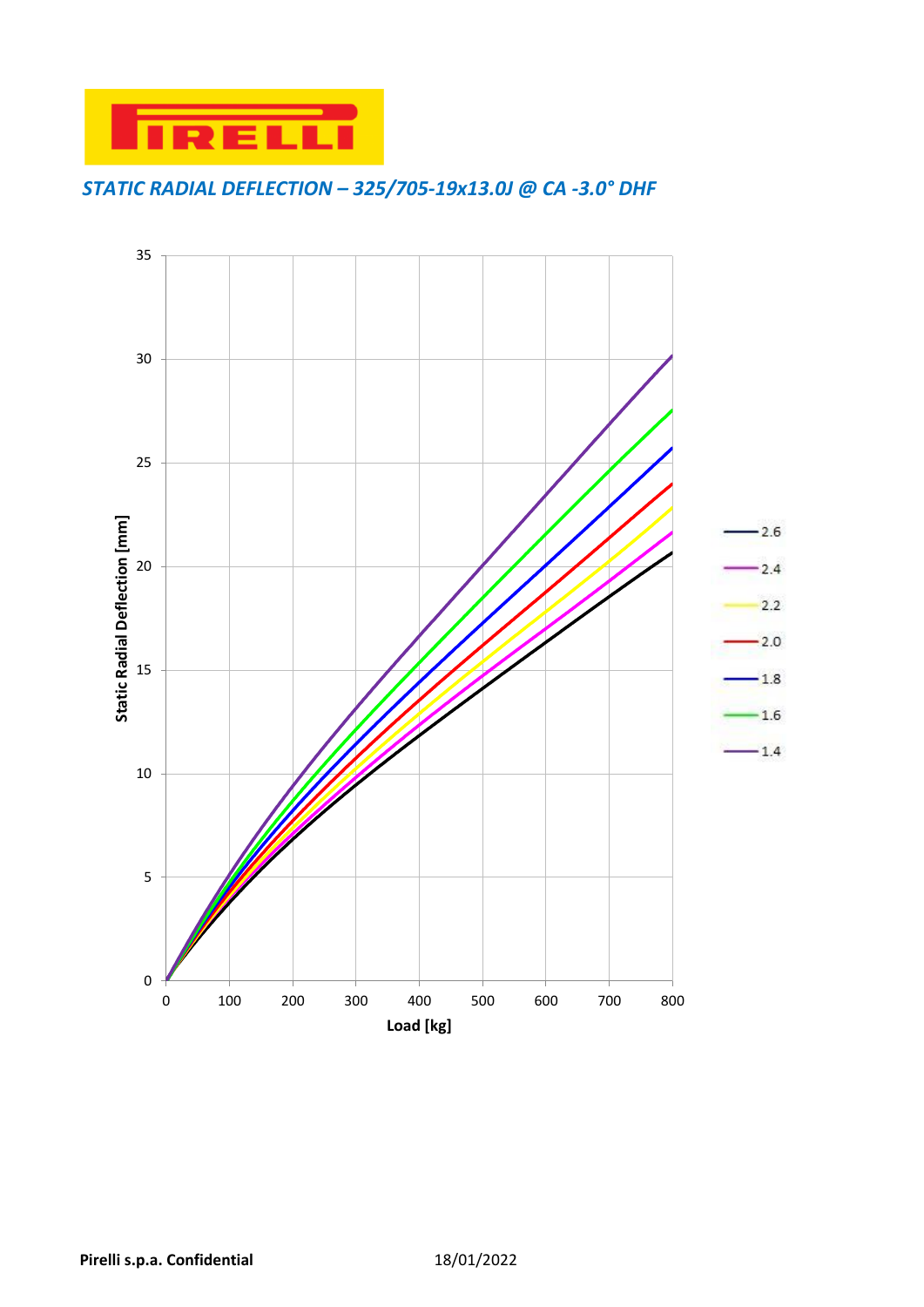PIRELLI

## *STATIC RADIAL DEFLECTION – 325/705-19x13.0J @ CA -3.0° DHF*

Static Radial Deflection [mm]

35
30
25
20
15
10
5
0

0
100
200
300
400
500
600
700
800

Load [kg]

2.6
2.4
2.2
2.0
1.8
1.6
1.4

**Pirelli s.p.a. Confidential** 18/01/2022